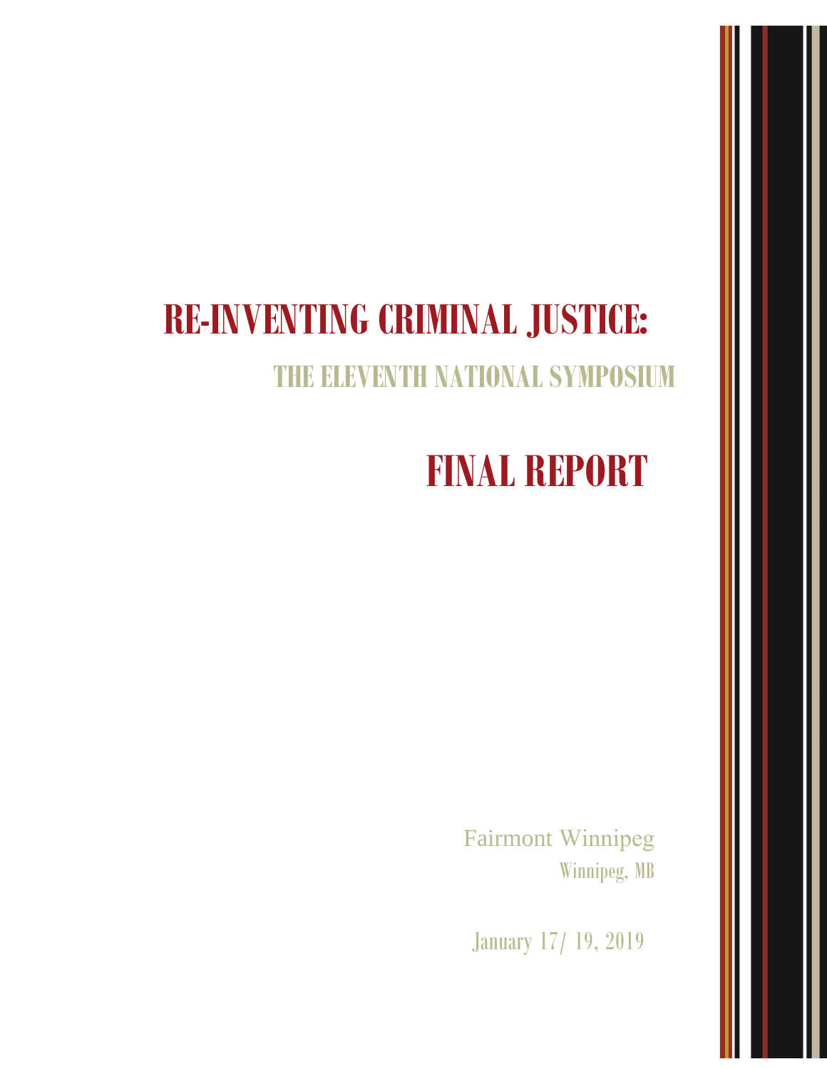# RE-INVENTING CRIMINAL JUSTICE:

## THE ELEVENTH NATIONAL SYMPOSIUM

# FINAL REPORT

Fairmont Winnipeg

Winnipeg, MB

January 17/ 19, 2019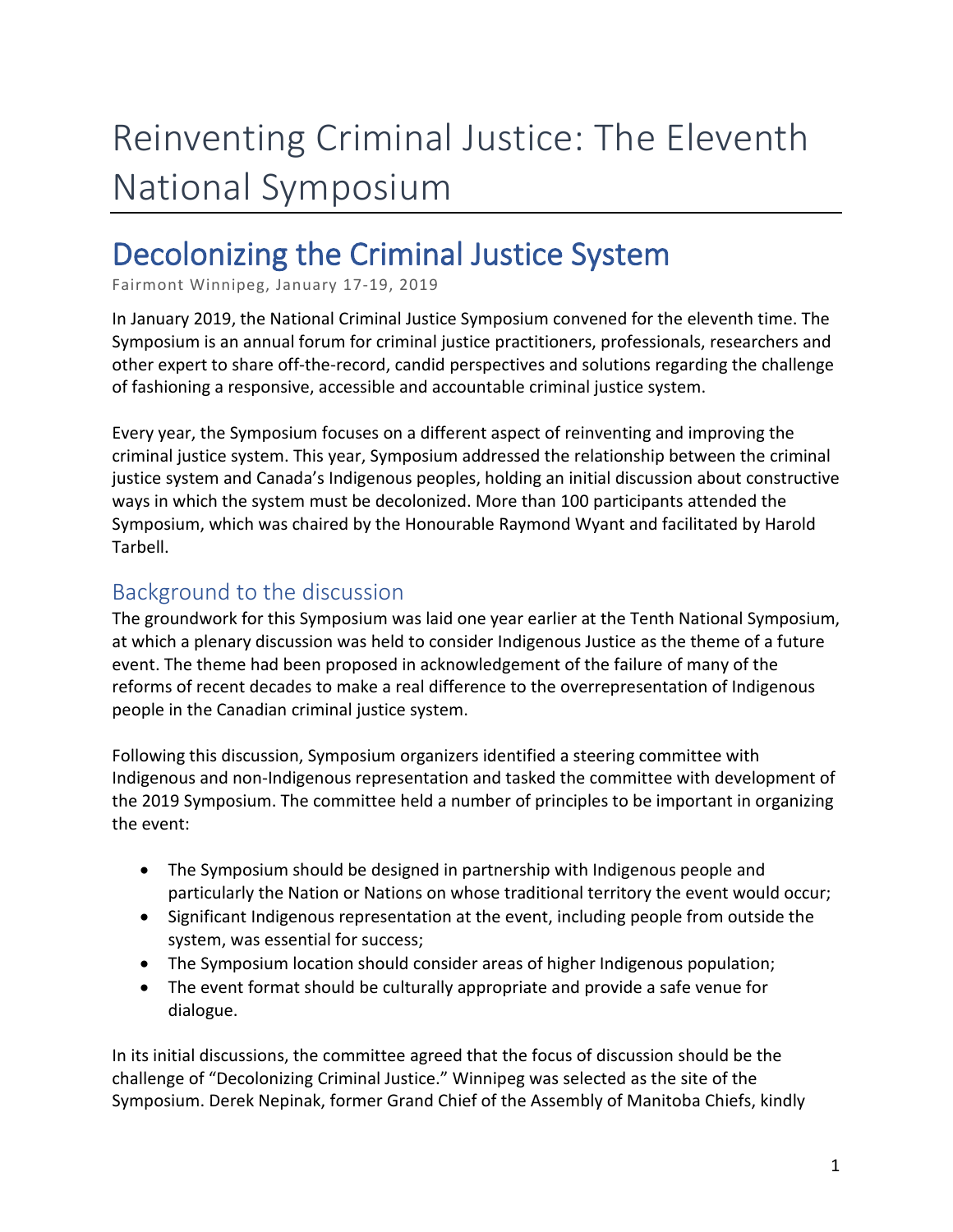# Reinventing Criminal Justice: The Eleventh National Symposium

## Decolonizing the Criminal Justice System

Fairmont Winnipeg, January 17-19, 2019

In January 2019, the National Criminal Justice Symposium convened for the eleventh time. The Symposium is an annual forum for criminal justice practitioners, professionals, researchers and other expert to share off-the-record, candid perspectives and solutions regarding the challenge of fashioning a responsive, accessible and accountable criminal justice system.

Every year, the Symposium focuses on a different aspect of reinventing and improving the criminal justice system. This year, Symposium addressed the relationship between the criminal justice system and Canada's Indigenous peoples, holding an initial discussion about constructive ways in which the system must be decolonized. More than 100 participants attended the Symposium, which was chaired by the Honourable Raymond Wyant and facilitated by Harold Tarbell.

### Background to the discussion

The groundwork for this Symposium was laid one year earlier at the Tenth National Symposium, at which a plenary discussion was held to consider Indigenous Justice as the theme of a future event. The theme had been proposed in acknowledgement of the failure of many of the reforms of recent decades to make a real difference to the overrepresentation of Indigenous people in the Canadian criminal justice system.

Following this discussion, Symposium organizers identified a steering committee with Indigenous and non-Indigenous representation and tasked the committee with development of the 2019 Symposium. The committee held a number of principles to be important in organizing the event:

- The Symposium should be designed in partnership with Indigenous people and particularly the Nation or Nations on whose traditional territory the event would occur;
- Significant Indigenous representation at the event, including people from outside the system, was essential for success;
- The Symposium location should consider areas of higher Indigenous population;
- The event format should be culturally appropriate and provide a safe venue for dialogue.

In its initial discussions, the committee agreed that the focus of discussion should be the challenge of "Decolonizing Criminal Justice." Winnipeg was selected as the site of the Symposium. Derek Nepinak, former Grand Chief of the Assembly of Manitoba Chiefs, kindly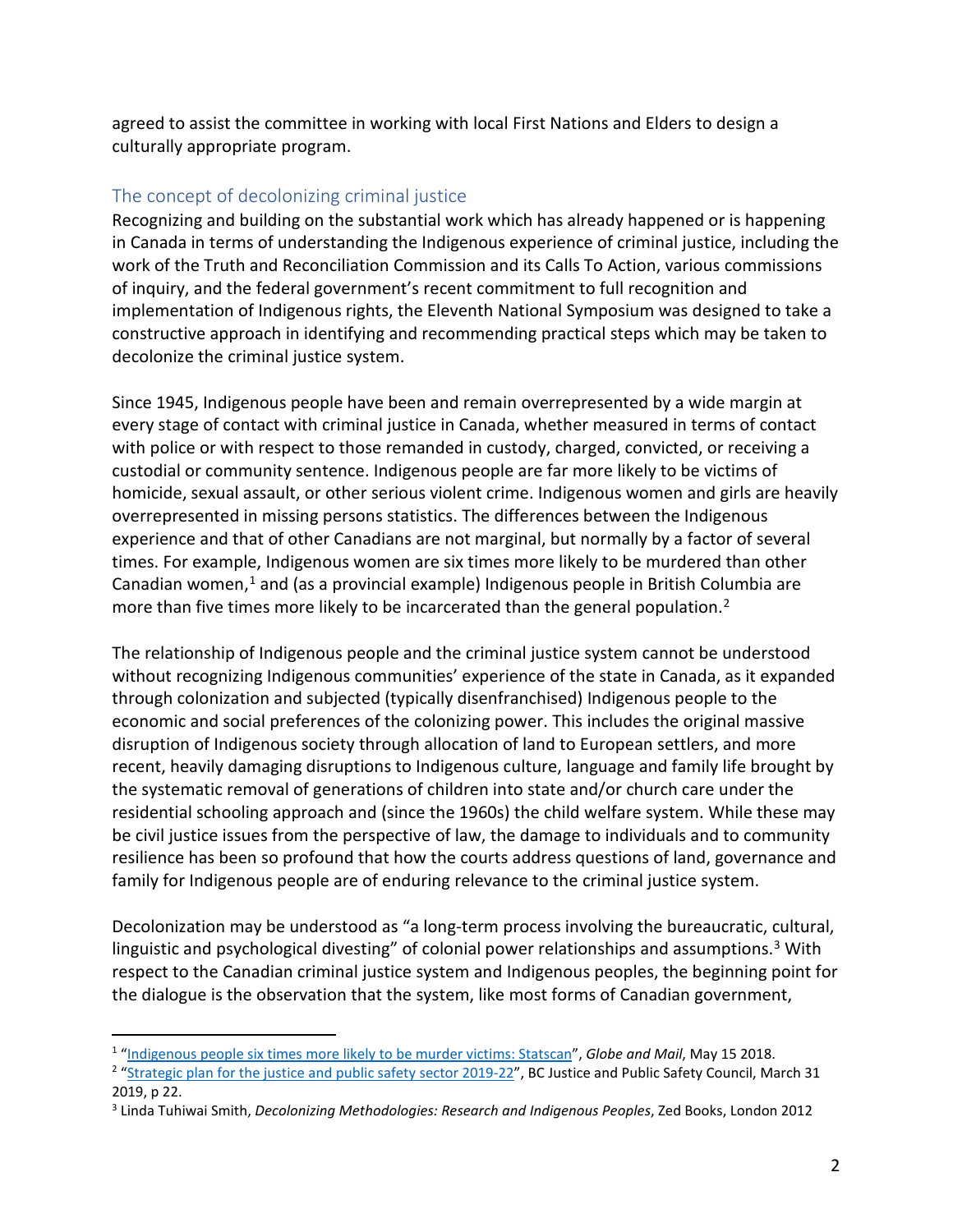agreed to assist the committee in working with local First Nations and Elders to design a culturally appropriate program.

## The concept of decolonizing criminal justice

Recognizing and building on the substantial work which has already happened or is happening in Canada in terms of understanding the Indigenous experience of criminal justice, including the work of the Truth and Reconciliation Commission and its Calls To Action, various commissions of inquiry, and the federal government's recent commitment to full recognition and implementation of Indigenous rights, the Eleventh National Symposium was designed to take a constructive approach in identifying and recommending practical steps which may be taken to decolonize the criminal justice system.

Since 1945, Indigenous people have been and remain overrepresented by a wide margin at every stage of contact with criminal justice in Canada, whether measured in terms of contact with police or with respect to those remanded in custody, charged, convicted, or receiving a custodial or community sentence. Indigenous people are far more likely to be victims of homicide, sexual assault, or other serious violent crime. Indigenous women and girls are heavily overrepresented in missing persons statistics. The differences between the Indigenous experience and that of other Canadians are not marginal, but normally by a factor of several times. For example, Indigenous women are six times more likely to be murdered than other Canadian women,[1] and (as a provincial example) Indigenous people in British Columbia are more than five times more likely to be incarcerated than the general population.[2]

The relationship of Indigenous people and the criminal justice system cannot be understood without recognizing Indigenous communities' experience of the state in Canada, as it expanded through colonization and subjected (typically disenfranchised) Indigenous people to the economic and social preferences of the colonizing power. This includes the original massive disruption of Indigenous society through allocation of land to European settlers, and more recent, heavily damaging disruptions to Indigenous culture, language and family life brought by the systematic removal of generations of children into state and/or church care under the residential schooling approach and (since the 1960s) the child welfare system. While these may be civil justice issues from the perspective of law, the damage to individuals and to community resilience has been so profound that how the courts address questions of land, governance and family for Indigenous people are of enduring relevance to the criminal justice system.

Decolonization may be understood as "a long-term process involving the bureaucratic, cultural, linguistic and psychological divesting" of colonial power relationships and assumptions.[3] With respect to the Canadian criminal justice system and Indigenous peoples, the beginning point for the dialogue is the observation that the system, like most forms of Canadian government,

---

[1] "Indigenous people six times more likely to be murder victims: Statscan", *Globe and Mail*, May 15 2018.

[2] "Strategic plan for the justice and public safety sector 2019-22", BC Justice and Public Safety Council, March 31 2019, p 22.

[3] Linda Tuhiwai Smith, *Decolonizing Methodologies: Research and Indigenous Peoples*, Zed Books, London 2012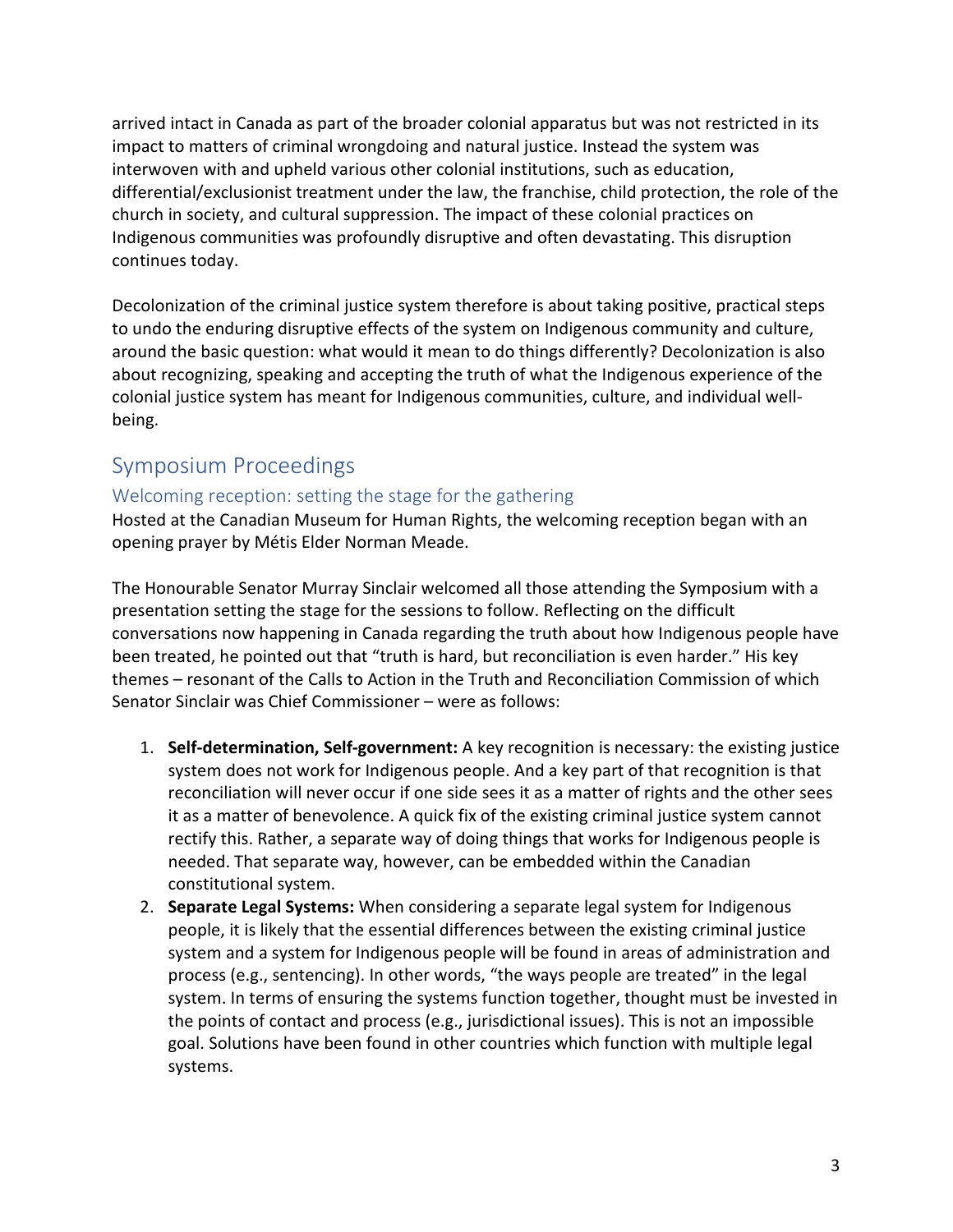arrived intact in Canada as part of the broader colonial apparatus but was not restricted in its impact to matters of criminal wrongdoing and natural justice. Instead the system was interwoven with and upheld various other colonial institutions, such as education, differential/exclusionist treatment under the law, the franchise, child protection, the role of the church in society, and cultural suppression. The impact of these colonial practices on Indigenous communities was profoundly disruptive and often devastating. This disruption continues today.

Decolonization of the criminal justice system therefore is about taking positive, practical steps to undo the enduring disruptive effects of the system on Indigenous community and culture, around the basic question: what would it mean to do things differently? Decolonization is also about recognizing, speaking and accepting the truth of what the Indigenous experience of the colonial justice system has meant for Indigenous communities, culture, and individual well-being.

## Symposium Proceedings

### Welcoming reception: setting the stage for the gathering

Hosted at the Canadian Museum for Human Rights, the welcoming reception began with an opening prayer by Métis Elder Norman Meade.

The Honourable Senator Murray Sinclair welcomed all those attending the Symposium with a presentation setting the stage for the sessions to follow. Reflecting on the difficult conversations now happening in Canada regarding the truth about how Indigenous people have been treated, he pointed out that "truth is hard, but reconciliation is even harder." His key themes – resonant of the Calls to Action in the Truth and Reconciliation Commission of which Senator Sinclair was Chief Commissioner – were as follows:

1. **Self-determination, Self-government:** A key recognition is necessary: the existing justice system does not work for Indigenous people. And a key part of that recognition is that reconciliation will never occur if one side sees it as a matter of rights and the other sees it as a matter of benevolence. A quick fix of the existing criminal justice system cannot rectify this. Rather, a separate way of doing things that works for Indigenous people is needed. That separate way, however, can be embedded within the Canadian constitutional system.
2. **Separate Legal Systems:** When considering a separate legal system for Indigenous people, it is likely that the essential differences between the existing criminal justice system and a system for Indigenous people will be found in areas of administration and process (e.g., sentencing). In other words, "the ways people are treated" in the legal system. In terms of ensuring the systems function together, thought must be invested in the points of contact and process (e.g., jurisdictional issues). This is not an impossible goal. Solutions have been found in other countries which function with multiple legal systems.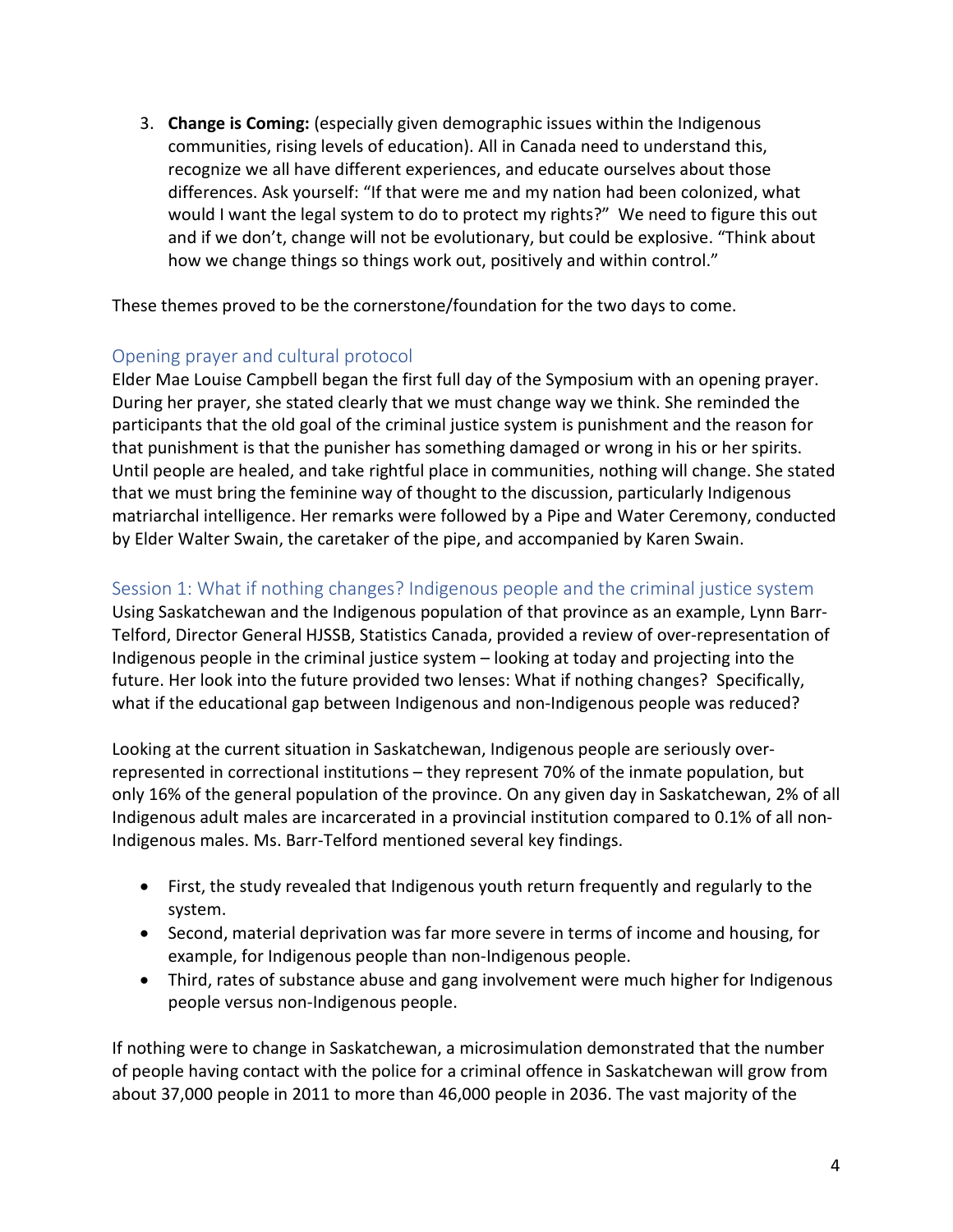3. **Change is Coming:** (especially given demographic issues within the Indigenous communities, rising levels of education). All in Canada need to understand this, recognize we all have different experiences, and educate ourselves about those differences. Ask yourself: "If that were me and my nation had been colonized, what would I want the legal system to do to protect my rights?" We need to figure this out and if we don't, change will not be evolutionary, but could be explosive. "Think about how we change things so things work out, positively and within control."

These themes proved to be the cornerstone/foundation for the two days to come.

## Opening prayer and cultural protocol

Elder Mae Louise Campbell began the first full day of the Symposium with an opening prayer. During her prayer, she stated clearly that we must change way we think. She reminded the participants that the old goal of the criminal justice system is punishment and the reason for that punishment is that the punisher has something damaged or wrong in his or her spirits. Until people are healed, and take rightful place in communities, nothing will change. She stated that we must bring the feminine way of thought to the discussion, particularly Indigenous matriarchal intelligence. Her remarks were followed by a Pipe and Water Ceremony, conducted by Elder Walter Swain, the caretaker of the pipe, and accompanied by Karen Swain.

## Session 1: What if nothing changes? Indigenous people and the criminal justice system

Using Saskatchewan and the Indigenous population of that province as an example, Lynn Barr-Telford, Director General HJSSB, Statistics Canada, provided a review of over-representation of Indigenous people in the criminal justice system – looking at today and projecting into the future. Her look into the future provided two lenses: What if nothing changes? Specifically, what if the educational gap between Indigenous and non-Indigenous people was reduced?

Looking at the current situation in Saskatchewan, Indigenous people are seriously over-represented in correctional institutions – they represent 70% of the inmate population, but only 16% of the general population of the province. On any given day in Saskatchewan, 2% of all Indigenous adult males are incarcerated in a provincial institution compared to 0.1% of all non-Indigenous males. Ms. Barr-Telford mentioned several key findings.

- First, the study revealed that Indigenous youth return frequently and regularly to the system.
- Second, material deprivation was far more severe in terms of income and housing, for example, for Indigenous people than non-Indigenous people.
- Third, rates of substance abuse and gang involvement were much higher for Indigenous people versus non-Indigenous people.

If nothing were to change in Saskatchewan, a microsimulation demonstrated that the number of people having contact with the police for a criminal offence in Saskatchewan will grow from about 37,000 people in 2011 to more than 46,000 people in 2036. The vast majority of the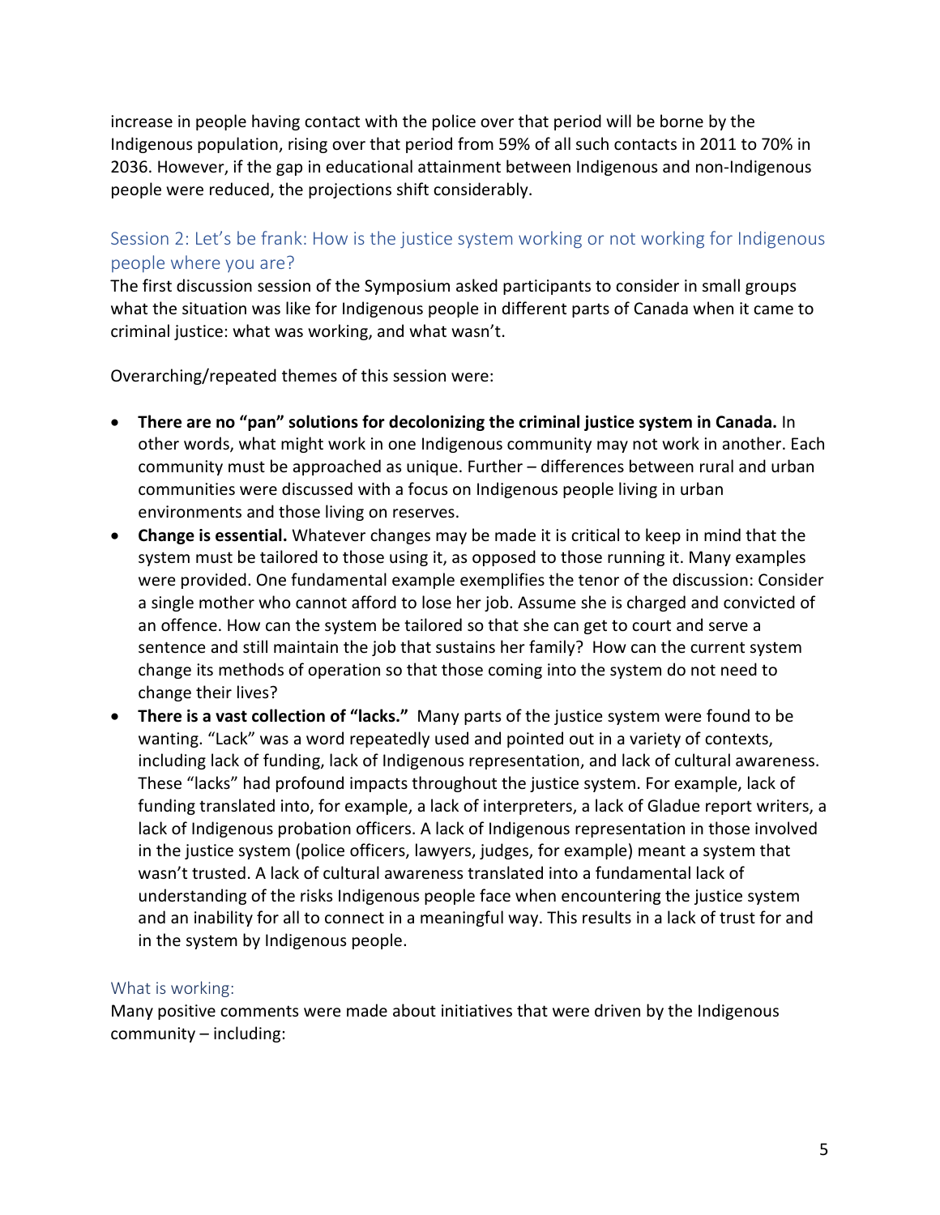increase in people having contact with the police over that period will be borne by the Indigenous population, rising over that period from 59% of all such contacts in 2011 to 70% in 2036. However, if the gap in educational attainment between Indigenous and non-Indigenous people were reduced, the projections shift considerably.

## Session 2: Let's be frank: How is the justice system working or not working for Indigenous people where you are?

The first discussion session of the Symposium asked participants to consider in small groups what the situation was like for Indigenous people in different parts of Canada when it came to criminal justice: what was working, and what wasn't.

Overarching/repeated themes of this session were:

- **There are no "pan" solutions for decolonizing the criminal justice system in Canada.** In other words, what might work in one Indigenous community may not work in another. Each community must be approached as unique. Further – differences between rural and urban communities were discussed with a focus on Indigenous people living in urban environments and those living on reserves.
- **Change is essential.** Whatever changes may be made it is critical to keep in mind that the system must be tailored to those using it, as opposed to those running it. Many examples were provided. One fundamental example exemplifies the tenor of the discussion: Consider a single mother who cannot afford to lose her job. Assume she is charged and convicted of an offence. How can the system be tailored so that she can get to court and serve a sentence and still maintain the job that sustains her family? How can the current system change its methods of operation so that those coming into the system do not need to change their lives?
- **There is a vast collection of "lacks."** Many parts of the justice system were found to be wanting. "Lack" was a word repeatedly used and pointed out in a variety of contexts, including lack of funding, lack of Indigenous representation, and lack of cultural awareness. These "lacks" had profound impacts throughout the justice system. For example, lack of funding translated into, for example, a lack of interpreters, a lack of Gladue report writers, a lack of Indigenous probation officers. A lack of Indigenous representation in those involved in the justice system (police officers, lawyers, judges, for example) meant a system that wasn't trusted. A lack of cultural awareness translated into a fundamental lack of understanding of the risks Indigenous people face when encountering the justice system and an inability for all to connect in a meaningful way. This results in a lack of trust for and in the system by Indigenous people.

### What is working:

Many positive comments were made about initiatives that were driven by the Indigenous community – including: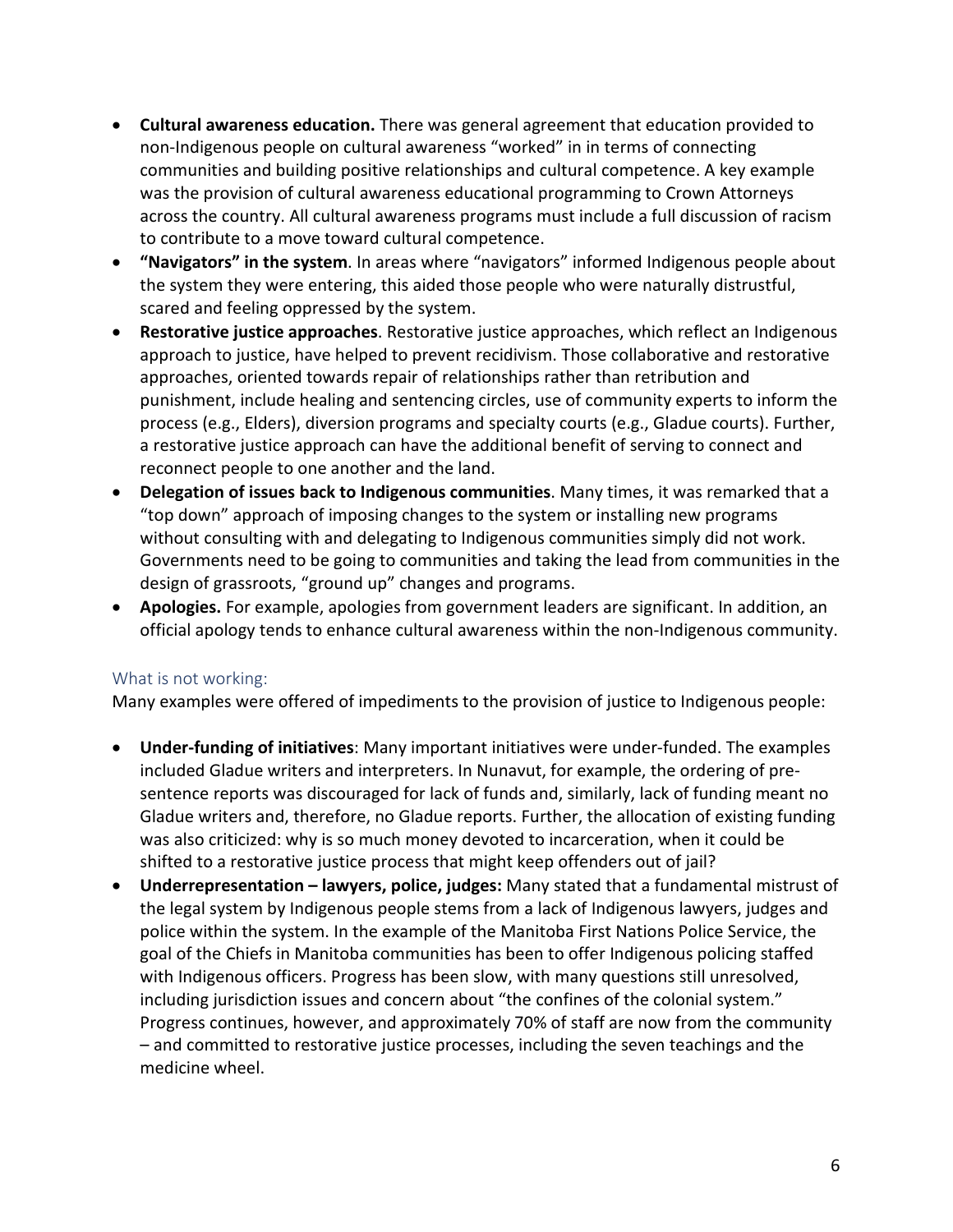- **Cultural awareness education.** There was general agreement that education provided to non-Indigenous people on cultural awareness "worked" in in terms of connecting communities and building positive relationships and cultural competence. A key example was the provision of cultural awareness educational programming to Crown Attorneys across the country. All cultural awareness programs must include a full discussion of racism to contribute to a move toward cultural competence.
- **"Navigators" in the system**. In areas where "navigators" informed Indigenous people about the system they were entering, this aided those people who were naturally distrustful, scared and feeling oppressed by the system.
- **Restorative justice approaches**. Restorative justice approaches, which reflect an Indigenous approach to justice, have helped to prevent recidivism. Those collaborative and restorative approaches, oriented towards repair of relationships rather than retribution and punishment, include healing and sentencing circles, use of community experts to inform the process (e.g., Elders), diversion programs and specialty courts (e.g., Gladue courts). Further, a restorative justice approach can have the additional benefit of serving to connect and reconnect people to one another and the land.
- **Delegation of issues back to Indigenous communities**. Many times, it was remarked that a "top down" approach of imposing changes to the system or installing new programs without consulting with and delegating to Indigenous communities simply did not work. Governments need to be going to communities and taking the lead from communities in the design of grassroots, "ground up" changes and programs.
- **Apologies.** For example, apologies from government leaders are significant. In addition, an official apology tends to enhance cultural awareness within the non-Indigenous community.

### What is not working:

Many examples were offered of impediments to the provision of justice to Indigenous people:

- **Under-funding of initiatives**: Many important initiatives were under-funded. The examples included Gladue writers and interpreters. In Nunavut, for example, the ordering of pre-sentence reports was discouraged for lack of funds and, similarly, lack of funding meant no Gladue writers and, therefore, no Gladue reports. Further, the allocation of existing funding was also criticized: why is so much money devoted to incarceration, when it could be shifted to a restorative justice process that might keep offenders out of jail?
- **Underrepresentation – lawyers, police, judges:** Many stated that a fundamental mistrust of the legal system by Indigenous people stems from a lack of Indigenous lawyers, judges and police within the system. In the example of the Manitoba First Nations Police Service, the goal of the Chiefs in Manitoba communities has been to offer Indigenous policing staffed with Indigenous officers. Progress has been slow, with many questions still unresolved, including jurisdiction issues and concern about "the confines of the colonial system." Progress continues, however, and approximately 70% of staff are now from the community – and committed to restorative justice processes, including the seven teachings and the medicine wheel.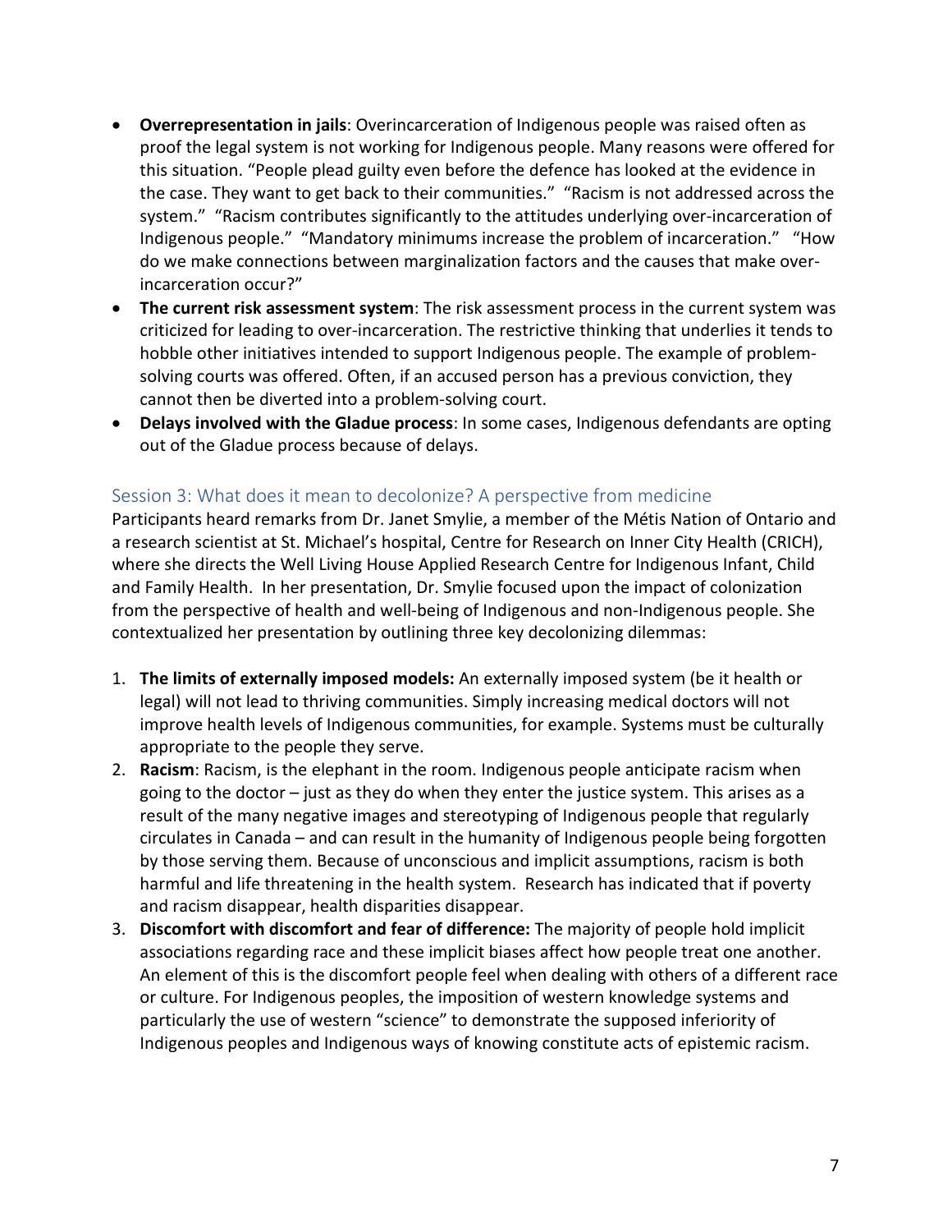- **Overrepresentation in jails**: Overincarceration of Indigenous people was raised often as proof the legal system is not working for Indigenous people. Many reasons were offered for this situation. "People plead guilty even before the defence has looked at the evidence in the case. They want to get back to their communities." "Racism is not addressed across the system." "Racism contributes significantly to the attitudes underlying over-incarceration of Indigenous people." "Mandatory minimums increase the problem of incarceration." "How do we make connections between marginalization factors and the causes that make over-incarceration occur?"
- **The current risk assessment system**: The risk assessment process in the current system was criticized for leading to over-incarceration. The restrictive thinking that underlies it tends to hobble other initiatives intended to support Indigenous people. The example of problem-solving courts was offered. Often, if an accused person has a previous conviction, they cannot then be diverted into a problem-solving court.
- **Delays involved with the Gladue process**: In some cases, Indigenous defendants are opting out of the Gladue process because of delays.

## Session 3: What does it mean to decolonize? A perspective from medicine

Participants heard remarks from Dr. Janet Smylie, a member of the Métis Nation of Ontario and a research scientist at St. Michael's hospital, Centre for Research on Inner City Health (CRICH), where she directs the Well Living House Applied Research Centre for Indigenous Infant, Child and Family Health. In her presentation, Dr. Smylie focused upon the impact of colonization from the perspective of health and well-being of Indigenous and non-Indigenous people. She contextualized her presentation by outlining three key decolonizing dilemmas:

1. **The limits of externally imposed models:** An externally imposed system (be it health or legal) will not lead to thriving communities. Simply increasing medical doctors will not improve health levels of Indigenous communities, for example. Systems must be culturally appropriate to the people they serve.
2. **Racism**: Racism, is the elephant in the room. Indigenous people anticipate racism when going to the doctor – just as they do when they enter the justice system. This arises as a result of the many negative images and stereotyping of Indigenous people that regularly circulates in Canada – and can result in the humanity of Indigenous people being forgotten by those serving them. Because of unconscious and implicit assumptions, racism is both harmful and life threatening in the health system. Research has indicated that if poverty and racism disappear, health disparities disappear.
3. **Discomfort with discomfort and fear of difference:** The majority of people hold implicit associations regarding race and these implicit biases affect how people treat one another. An element of this is the discomfort people feel when dealing with others of a different race or culture. For Indigenous peoples, the imposition of western knowledge systems and particularly the use of western "science" to demonstrate the supposed inferiority of Indigenous peoples and Indigenous ways of knowing constitute acts of epistemic racism.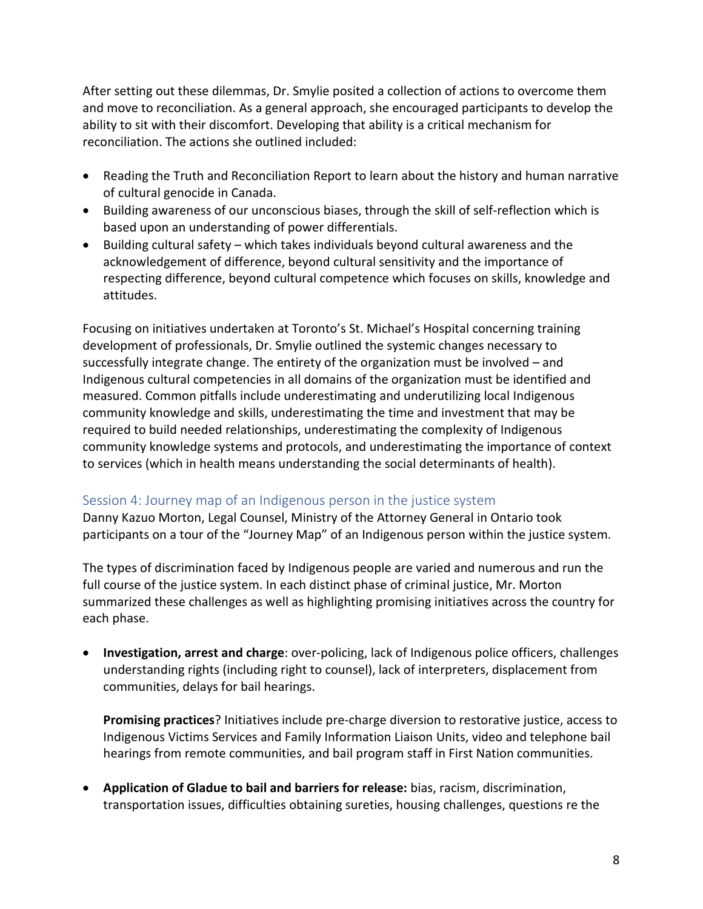After setting out these dilemmas, Dr. Smylie posited a collection of actions to overcome them and move to reconciliation. As a general approach, she encouraged participants to develop the ability to sit with their discomfort. Developing that ability is a critical mechanism for reconciliation. The actions she outlined included:

- Reading the Truth and Reconciliation Report to learn about the history and human narrative of cultural genocide in Canada.
- Building awareness of our unconscious biases, through the skill of self-reflection which is based upon an understanding of power differentials.
- Building cultural safety – which takes individuals beyond cultural awareness and the acknowledgement of difference, beyond cultural sensitivity and the importance of respecting difference, beyond cultural competence which focuses on skills, knowledge and attitudes.

Focusing on initiatives undertaken at Toronto's St. Michael's Hospital concerning training development of professionals, Dr. Smylie outlined the systemic changes necessary to successfully integrate change. The entirety of the organization must be involved – and Indigenous cultural competencies in all domains of the organization must be identified and measured. Common pitfalls include underestimating and underutilizing local Indigenous community knowledge and skills, underestimating the time and investment that may be required to build needed relationships, underestimating the complexity of Indigenous community knowledge systems and protocols, and underestimating the importance of context to services (which in health means understanding the social determinants of health).

### Session 4: Journey map of an Indigenous person in the justice system

Danny Kazuo Morton, Legal Counsel, Ministry of the Attorney General in Ontario took participants on a tour of the "Journey Map" of an Indigenous person within the justice system.

The types of discrimination faced by Indigenous people are varied and numerous and run the full course of the justice system. In each distinct phase of criminal justice, Mr. Morton summarized these challenges as well as highlighting promising initiatives across the country for each phase.

- **Investigation, arrest and charge**: over-policing, lack of Indigenous police officers, challenges understanding rights (including right to counsel), lack of interpreters, displacement from communities, delays for bail hearings.

  **Promising practices**? Initiatives include pre-charge diversion to restorative justice, access to Indigenous Victims Services and Family Information Liaison Units, video and telephone bail hearings from remote communities, and bail program staff in First Nation communities.

- **Application of Gladue to bail and barriers for release:** bias, racism, discrimination, transportation issues, difficulties obtaining sureties, housing challenges, questions re the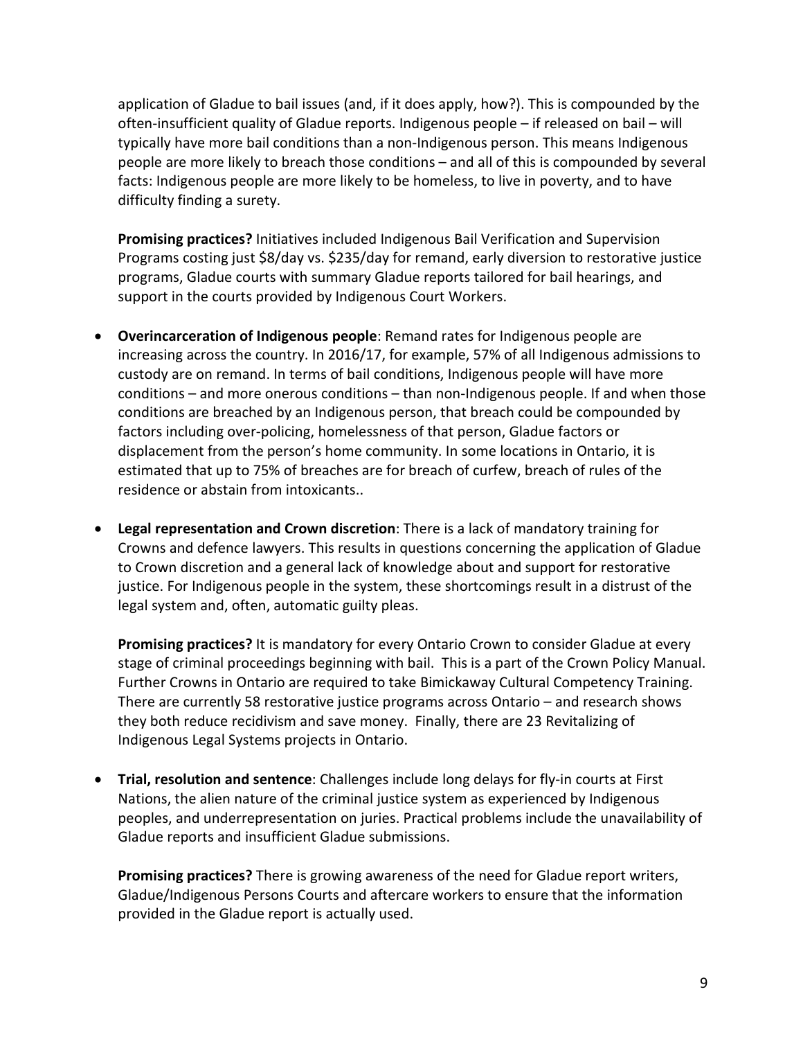application of Gladue to bail issues (and, if it does apply, how?). This is compounded by the often-insufficient quality of Gladue reports. Indigenous people – if released on bail – will typically have more bail conditions than a non-Indigenous person. This means Indigenous people are more likely to breach those conditions – and all of this is compounded by several facts: Indigenous people are more likely to be homeless, to live in poverty, and to have difficulty finding a surety.

**Promising practices?** Initiatives included Indigenous Bail Verification and Supervision Programs costing just $8/day vs. $235/day for remand, early diversion to restorative justice programs, Gladue courts with summary Gladue reports tailored for bail hearings, and support in the courts provided by Indigenous Court Workers.

- **Overincarceration of Indigenous people**: Remand rates for Indigenous people are increasing across the country. In 2016/17, for example, 57% of all Indigenous admissions to custody are on remand. In terms of bail conditions, Indigenous people will have more conditions – and more onerous conditions – than non-Indigenous people. If and when those conditions are breached by an Indigenous person, that breach could be compounded by factors including over-policing, homelessness of that person, Gladue factors or displacement from the person's home community. In some locations in Ontario, it is estimated that up to 75% of breaches are for breach of curfew, breach of rules of the residence or abstain from intoxicants..

- **Legal representation and Crown discretion**: There is a lack of mandatory training for Crowns and defence lawyers. This results in questions concerning the application of Gladue to Crown discretion and a general lack of knowledge about and support for restorative justice. For Indigenous people in the system, these shortcomings result in a distrust of the legal system and, often, automatic guilty pleas.

  **Promising practices?** It is mandatory for every Ontario Crown to consider Gladue at every stage of criminal proceedings beginning with bail. This is a part of the Crown Policy Manual. Further Crowns in Ontario are required to take Bimickaway Cultural Competency Training. There are currently 58 restorative justice programs across Ontario – and research shows they both reduce recidivism and save money. Finally, there are 23 Revitalizing of Indigenous Legal Systems projects in Ontario.

- **Trial, resolution and sentence**: Challenges include long delays for fly-in courts at First Nations, the alien nature of the criminal justice system as experienced by Indigenous peoples, and underrepresentation on juries. Practical problems include the unavailability of Gladue reports and insufficient Gladue submissions.

  **Promising practices?** There is growing awareness of the need for Gladue report writers, Gladue/Indigenous Persons Courts and aftercare workers to ensure that the information provided in the Gladue report is actually used.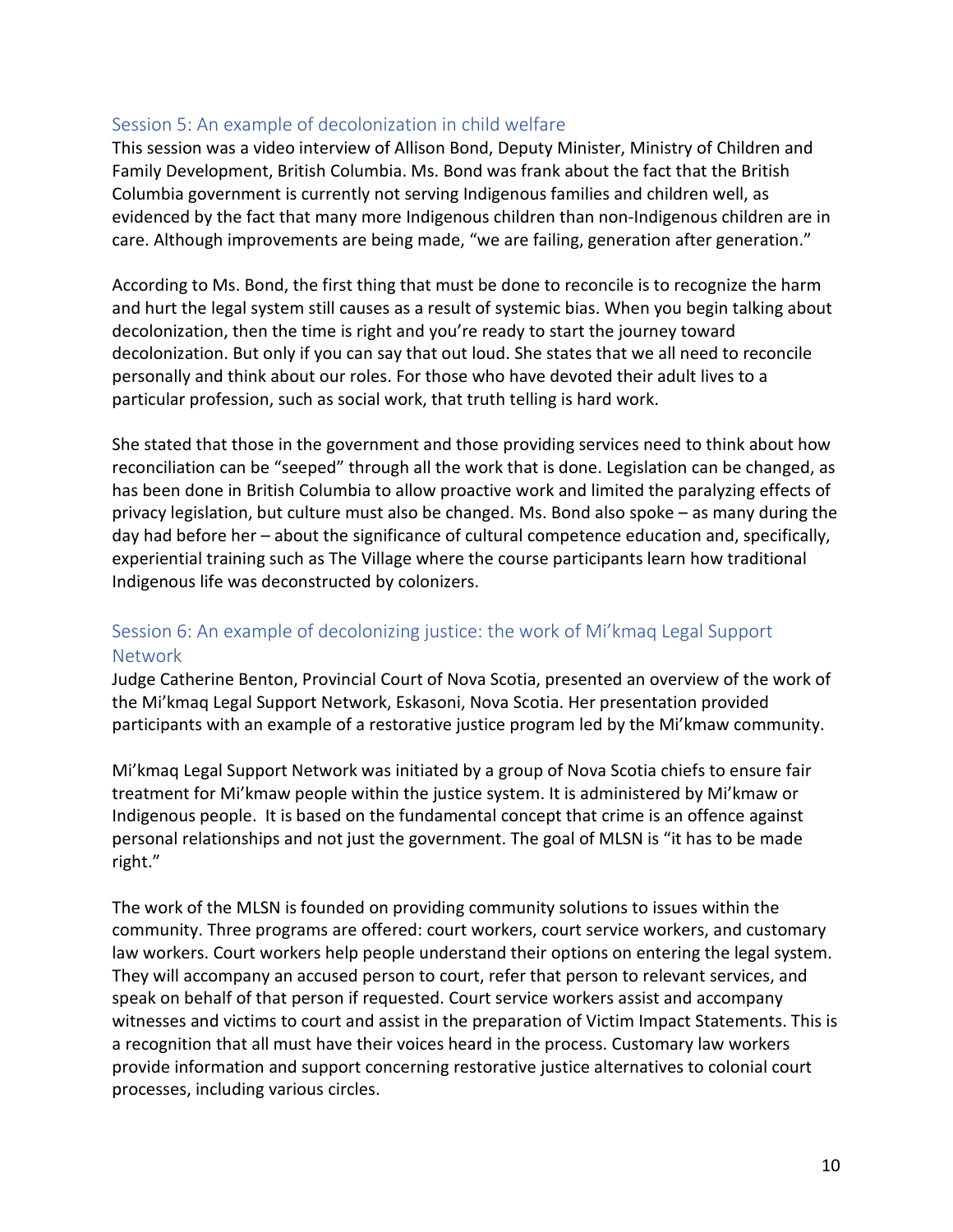## Session 5: An example of decolonization in child welfare

This session was a video interview of Allison Bond, Deputy Minister, Ministry of Children and Family Development, British Columbia. Ms. Bond was frank about the fact that the British Columbia government is currently not serving Indigenous families and children well, as evidenced by the fact that many more Indigenous children than non-Indigenous children are in care. Although improvements are being made, "we are failing, generation after generation."

According to Ms. Bond, the first thing that must be done to reconcile is to recognize the harm and hurt the legal system still causes as a result of systemic bias. When you begin talking about decolonization, then the time is right and you're ready to start the journey toward decolonization. But only if you can say that out loud. She states that we all need to reconcile personally and think about our roles. For those who have devoted their adult lives to a particular profession, such as social work, that truth telling is hard work.

She stated that those in the government and those providing services need to think about how reconciliation can be "seeped" through all the work that is done. Legislation can be changed, as has been done in British Columbia to allow proactive work and limited the paralyzing effects of privacy legislation, but culture must also be changed. Ms. Bond also spoke – as many during the day had before her – about the significance of cultural competence education and, specifically, experiential training such as The Village where the course participants learn how traditional Indigenous life was deconstructed by colonizers.

## Session 6: An example of decolonizing justice: the work of Mi'kmaq Legal Support Network

Judge Catherine Benton, Provincial Court of Nova Scotia, presented an overview of the work of the Mi'kmaq Legal Support Network, Eskasoni, Nova Scotia. Her presentation provided participants with an example of a restorative justice program led by the Mi'kmaw community.

Mi'kmaq Legal Support Network was initiated by a group of Nova Scotia chiefs to ensure fair treatment for Mi'kmaw people within the justice system. It is administered by Mi'kmaw or Indigenous people. It is based on the fundamental concept that crime is an offence against personal relationships and not just the government. The goal of MLSN is "it has to be made right."

The work of the MLSN is founded on providing community solutions to issues within the community. Three programs are offered: court workers, court service workers, and customary law workers. Court workers help people understand their options on entering the legal system. They will accompany an accused person to court, refer that person to relevant services, and speak on behalf of that person if requested. Court service workers assist and accompany witnesses and victims to court and assist in the preparation of Victim Impact Statements. This is a recognition that all must have their voices heard in the process. Customary law workers provide information and support concerning restorative justice alternatives to colonial court processes, including various circles.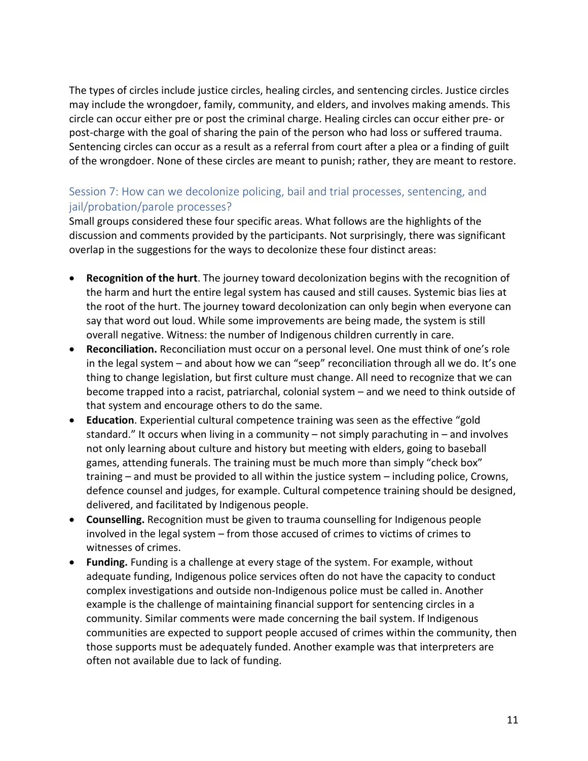The types of circles include justice circles, healing circles, and sentencing circles. Justice circles may include the wrongdoer, family, community, and elders, and involves making amends. This circle can occur either pre or post the criminal charge. Healing circles can occur either pre- or post-charge with the goal of sharing the pain of the person who had loss or suffered trauma. Sentencing circles can occur as a result as a referral from court after a plea or a finding of guilt of the wrongdoer. None of these circles are meant to punish; rather, they are meant to restore.

### Session 7: How can we decolonize policing, bail and trial processes, sentencing, and jail/probation/parole processes?

Small groups considered these four specific areas. What follows are the highlights of the discussion and comments provided by the participants. Not surprisingly, there was significant overlap in the suggestions for the ways to decolonize these four distinct areas:

- **Recognition of the hurt**. The journey toward decolonization begins with the recognition of the harm and hurt the entire legal system has caused and still causes. Systemic bias lies at the root of the hurt. The journey toward decolonization can only begin when everyone can say that word out loud. While some improvements are being made, the system is still overall negative. Witness: the number of Indigenous children currently in care.
- **Reconciliation.** Reconciliation must occur on a personal level. One must think of one's role in the legal system – and about how we can "seep" reconciliation through all we do. It's one thing to change legislation, but first culture must change. All need to recognize that we can become trapped into a racist, patriarchal, colonial system – and we need to think outside of that system and encourage others to do the same.
- **Education**. Experiential cultural competence training was seen as the effective "gold standard." It occurs when living in a community – not simply parachuting in – and involves not only learning about culture and history but meeting with elders, going to baseball games, attending funerals. The training must be much more than simply "check box" training – and must be provided to all within the justice system – including police, Crowns, defence counsel and judges, for example. Cultural competence training should be designed, delivered, and facilitated by Indigenous people.
- **Counselling.** Recognition must be given to trauma counselling for Indigenous people involved in the legal system – from those accused of crimes to victims of crimes to witnesses of crimes.
- **Funding.** Funding is a challenge at every stage of the system. For example, without adequate funding, Indigenous police services often do not have the capacity to conduct complex investigations and outside non-Indigenous police must be called in. Another example is the challenge of maintaining financial support for sentencing circles in a community. Similar comments were made concerning the bail system. If Indigenous communities are expected to support people accused of crimes within the community, then those supports must be adequately funded. Another example was that interpreters are often not available due to lack of funding.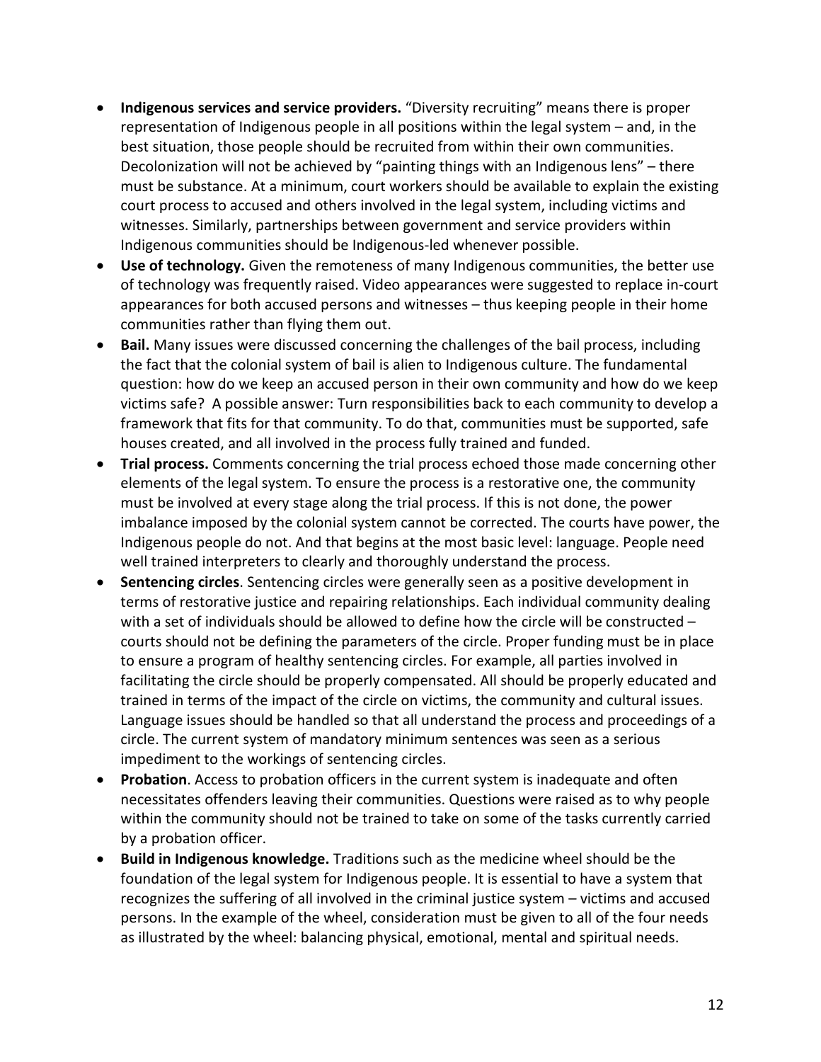- **Indigenous services and service providers.** "Diversity recruiting" means there is proper representation of Indigenous people in all positions within the legal system – and, in the best situation, those people should be recruited from within their own communities. Decolonization will not be achieved by "painting things with an Indigenous lens" – there must be substance. At a minimum, court workers should be available to explain the existing court process to accused and others involved in the legal system, including victims and witnesses. Similarly, partnerships between government and service providers within Indigenous communities should be Indigenous-led whenever possible.
- **Use of technology.** Given the remoteness of many Indigenous communities, the better use of technology was frequently raised. Video appearances were suggested to replace in-court appearances for both accused persons and witnesses – thus keeping people in their home communities rather than flying them out.
- **Bail.** Many issues were discussed concerning the challenges of the bail process, including the fact that the colonial system of bail is alien to Indigenous culture. The fundamental question: how do we keep an accused person in their own community and how do we keep victims safe? A possible answer: Turn responsibilities back to each community to develop a framework that fits for that community. To do that, communities must be supported, safe houses created, and all involved in the process fully trained and funded.
- **Trial process.** Comments concerning the trial process echoed those made concerning other elements of the legal system. To ensure the process is a restorative one, the community must be involved at every stage along the trial process. If this is not done, the power imbalance imposed by the colonial system cannot be corrected. The courts have power, the Indigenous people do not. And that begins at the most basic level: language. People need well trained interpreters to clearly and thoroughly understand the process.
- **Sentencing circles**. Sentencing circles were generally seen as a positive development in terms of restorative justice and repairing relationships. Each individual community dealing with a set of individuals should be allowed to define how the circle will be constructed – courts should not be defining the parameters of the circle. Proper funding must be in place to ensure a program of healthy sentencing circles. For example, all parties involved in facilitating the circle should be properly compensated. All should be properly educated and trained in terms of the impact of the circle on victims, the community and cultural issues. Language issues should be handled so that all understand the process and proceedings of a circle. The current system of mandatory minimum sentences was seen as a serious impediment to the workings of sentencing circles.
- **Probation**. Access to probation officers in the current system is inadequate and often necessitates offenders leaving their communities. Questions were raised as to why people within the community should not be trained to take on some of the tasks currently carried by a probation officer.
- **Build in Indigenous knowledge.** Traditions such as the medicine wheel should be the foundation of the legal system for Indigenous people. It is essential to have a system that recognizes the suffering of all involved in the criminal justice system – victims and accused persons. In the example of the wheel, consideration must be given to all of the four needs as illustrated by the wheel: balancing physical, emotional, mental and spiritual needs.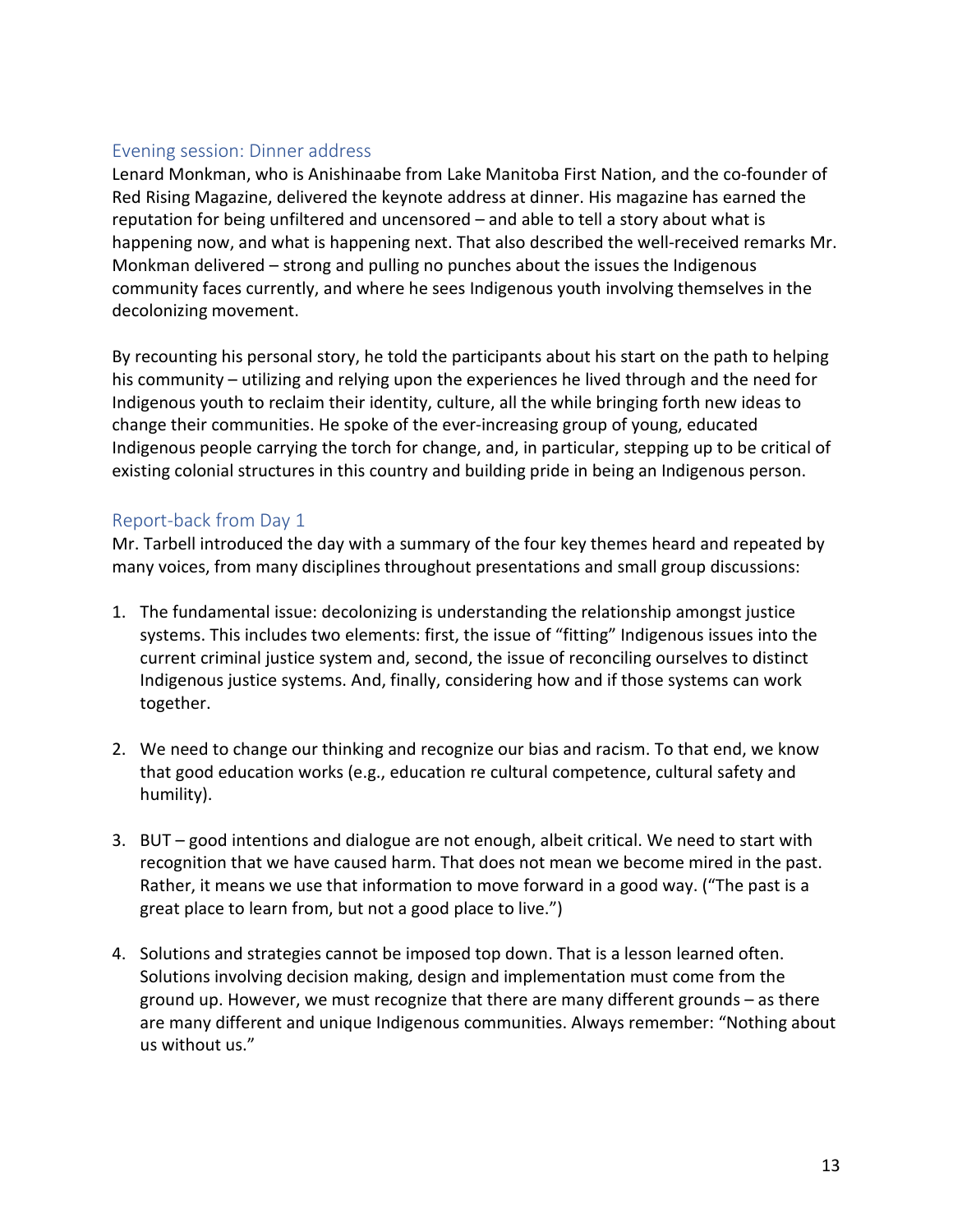## Evening session: Dinner address

Lenard Monkman, who is Anishinaabe from Lake Manitoba First Nation, and the co-founder of Red Rising Magazine, delivered the keynote address at dinner. His magazine has earned the reputation for being unfiltered and uncensored – and able to tell a story about what is happening now, and what is happening next. That also described the well-received remarks Mr. Monkman delivered – strong and pulling no punches about the issues the Indigenous community faces currently, and where he sees Indigenous youth involving themselves in the decolonizing movement.

By recounting his personal story, he told the participants about his start on the path to helping his community – utilizing and relying upon the experiences he lived through and the need for Indigenous youth to reclaim their identity, culture, all the while bringing forth new ideas to change their communities. He spoke of the ever-increasing group of young, educated Indigenous people carrying the torch for change, and, in particular, stepping up to be critical of existing colonial structures in this country and building pride in being an Indigenous person.

## Report-back from Day 1

Mr. Tarbell introduced the day with a summary of the four key themes heard and repeated by many voices, from many disciplines throughout presentations and small group discussions:

1. The fundamental issue: decolonizing is understanding the relationship amongst justice systems. This includes two elements: first, the issue of "fitting" Indigenous issues into the current criminal justice system and, second, the issue of reconciling ourselves to distinct Indigenous justice systems. And, finally, considering how and if those systems can work together.

2. We need to change our thinking and recognize our bias and racism. To that end, we know that good education works (e.g., education re cultural competence, cultural safety and humility).

3. BUT – good intentions and dialogue are not enough, albeit critical. We need to start with recognition that we have caused harm. That does not mean we become mired in the past. Rather, it means we use that information to move forward in a good way. ("The past is a great place to learn from, but not a good place to live.")

4. Solutions and strategies cannot be imposed top down. That is a lesson learned often. Solutions involving decision making, design and implementation must come from the ground up. However, we must recognize that there are many different grounds – as there are many different and unique Indigenous communities. Always remember: "Nothing about us without us."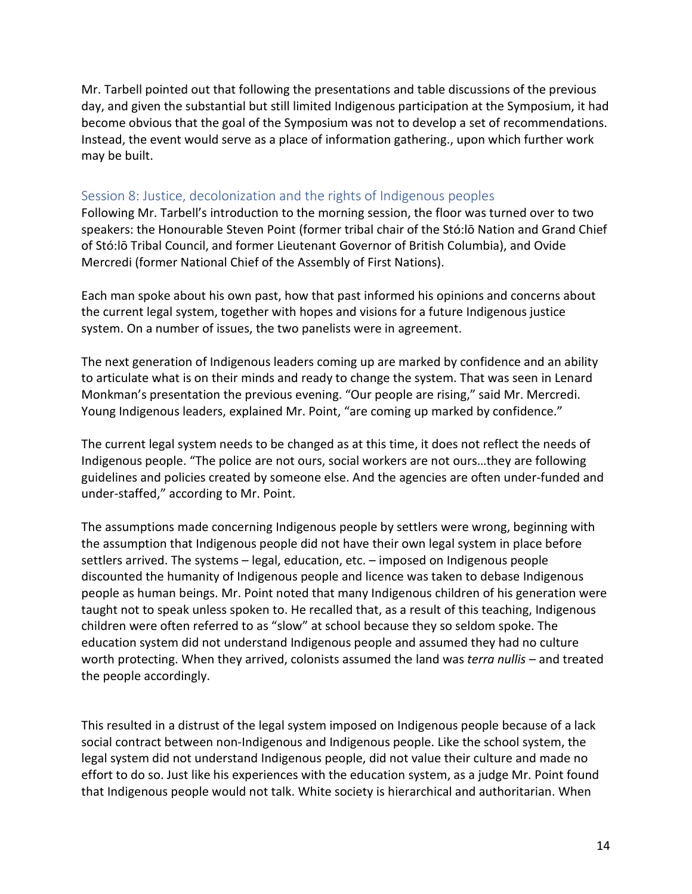Mr. Tarbell pointed out that following the presentations and table discussions of the previous day, and given the substantial but still limited Indigenous participation at the Symposium, it had become obvious that the goal of the Symposium was not to develop a set of recommendations. Instead, the event would serve as a place of information gathering., upon which further work may be built.

### Session 8: Justice, decolonization and the rights of Indigenous peoples

Following Mr. Tarbell's introduction to the morning session, the floor was turned over to two speakers: the Honourable Steven Point (former tribal chair of the Stó:lō Nation and Grand Chief of Stó:lō Tribal Council, and former Lieutenant Governor of British Columbia), and Ovide Mercredi (former National Chief of the Assembly of First Nations).

Each man spoke about his own past, how that past informed his opinions and concerns about the current legal system, together with hopes and visions for a future Indigenous justice system. On a number of issues, the two panelists were in agreement.

The next generation of Indigenous leaders coming up are marked by confidence and an ability to articulate what is on their minds and ready to change the system. That was seen in Lenard Monkman's presentation the previous evening. "Our people are rising," said Mr. Mercredi. Young Indigenous leaders, explained Mr. Point, "are coming up marked by confidence."

The current legal system needs to be changed as at this time, it does not reflect the needs of Indigenous people. "The police are not ours, social workers are not ours…they are following guidelines and policies created by someone else. And the agencies are often under-funded and under-staffed," according to Mr. Point.

The assumptions made concerning Indigenous people by settlers were wrong, beginning with the assumption that Indigenous people did not have their own legal system in place before settlers arrived. The systems – legal, education, etc. – imposed on Indigenous people discounted the humanity of Indigenous people and licence was taken to debase Indigenous people as human beings. Mr. Point noted that many Indigenous children of his generation were taught not to speak unless spoken to. He recalled that, as a result of this teaching, Indigenous children were often referred to as "slow" at school because they so seldom spoke. The education system did not understand Indigenous people and assumed they had no culture worth protecting. When they arrived, colonists assumed the land was *terra nullis* – and treated the people accordingly.

This resulted in a distrust of the legal system imposed on Indigenous people because of a lack social contract between non-Indigenous and Indigenous people. Like the school system, the legal system did not understand Indigenous people, did not value their culture and made no effort to do so. Just like his experiences with the education system, as a judge Mr. Point found that Indigenous people would not talk. White society is hierarchical and authoritarian. When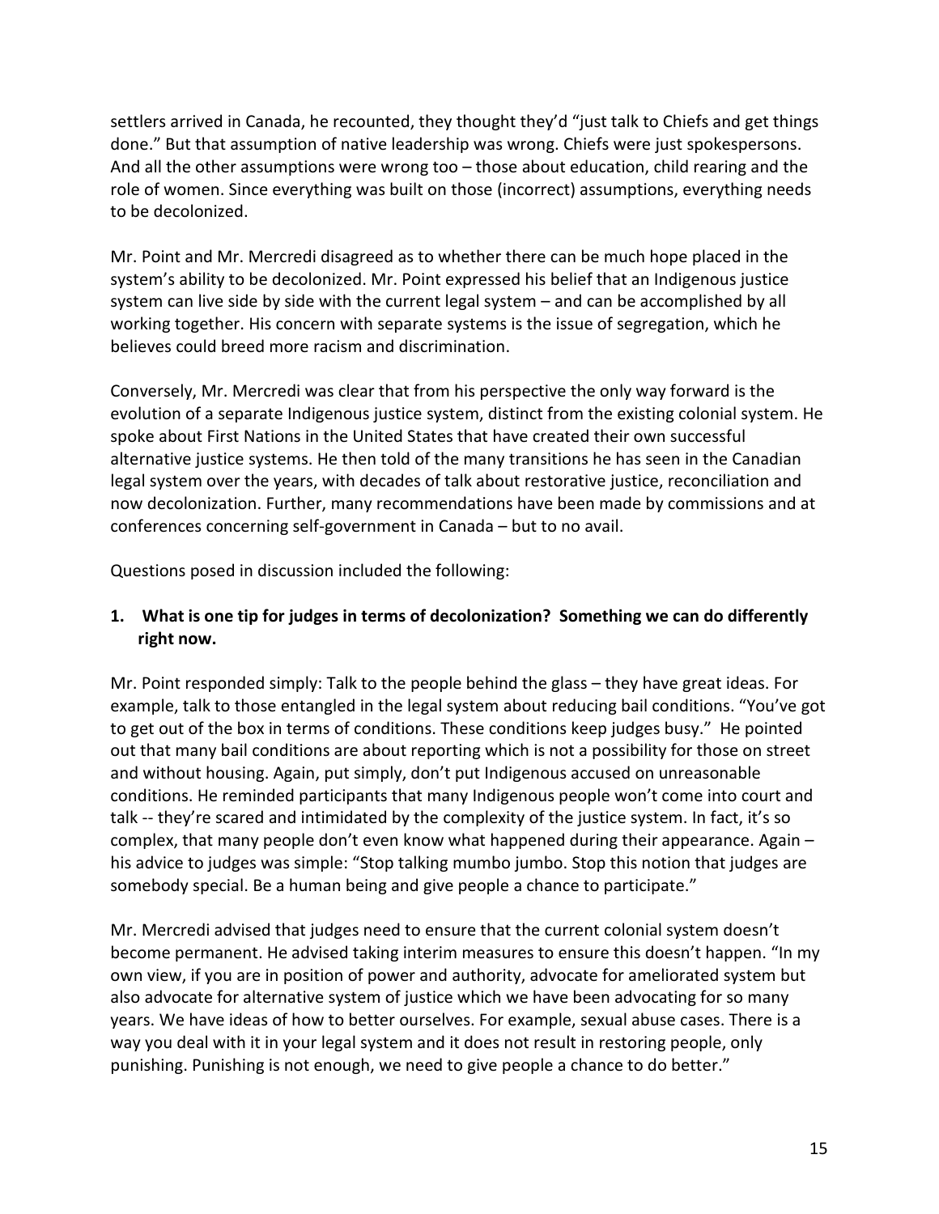settlers arrived in Canada, he recounted, they thought they'd "just talk to Chiefs and get things done." But that assumption of native leadership was wrong. Chiefs were just spokespersons. And all the other assumptions were wrong too – those about education, child rearing and the role of women. Since everything was built on those (incorrect) assumptions, everything needs to be decolonized.

Mr. Point and Mr. Mercredi disagreed as to whether there can be much hope placed in the system's ability to be decolonized. Mr. Point expressed his belief that an Indigenous justice system can live side by side with the current legal system – and can be accomplished by all working together. His concern with separate systems is the issue of segregation, which he believes could breed more racism and discrimination.

Conversely, Mr. Mercredi was clear that from his perspective the only way forward is the evolution of a separate Indigenous justice system, distinct from the existing colonial system. He spoke about First Nations in the United States that have created their own successful alternative justice systems. He then told of the many transitions he has seen in the Canadian legal system over the years, with decades of talk about restorative justice, reconciliation and now decolonization. Further, many recommendations have been made by commissions and at conferences concerning self-government in Canada – but to no avail.

Questions posed in discussion included the following:

**1. What is one tip for judges in terms of decolonization? Something we can do differently right now.**

Mr. Point responded simply: Talk to the people behind the glass – they have great ideas. For example, talk to those entangled in the legal system about reducing bail conditions. "You've got to get out of the box in terms of conditions. These conditions keep judges busy." He pointed out that many bail conditions are about reporting which is not a possibility for those on street and without housing. Again, put simply, don't put Indigenous accused on unreasonable conditions. He reminded participants that many Indigenous people won't come into court and talk -- they're scared and intimidated by the complexity of the justice system. In fact, it's so complex, that many people don't even know what happened during their appearance. Again – his advice to judges was simple: "Stop talking mumbo jumbo. Stop this notion that judges are somebody special. Be a human being and give people a chance to participate."

Mr. Mercredi advised that judges need to ensure that the current colonial system doesn't become permanent. He advised taking interim measures to ensure this doesn't happen. "In my own view, if you are in position of power and authority, advocate for ameliorated system but also advocate for alternative system of justice which we have been advocating for so many years. We have ideas of how to better ourselves. For example, sexual abuse cases. There is a way you deal with it in your legal system and it does not result in restoring people, only punishing. Punishing is not enough, we need to give people a chance to do better."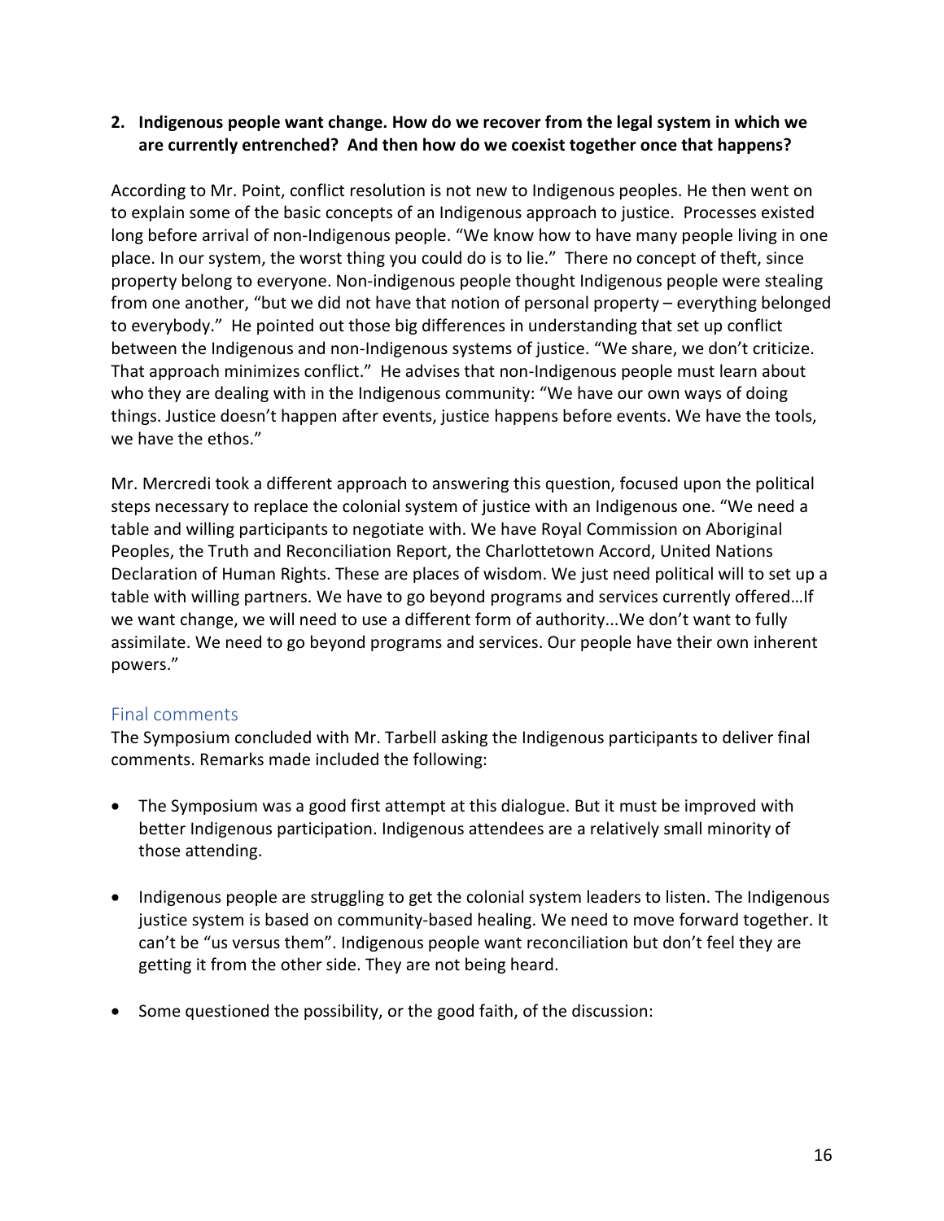2. **Indigenous people want change. How do we recover from the legal system in which we are currently entrenched? And then how do we coexist together once that happens?**

According to Mr. Point, conflict resolution is not new to Indigenous peoples. He then went on to explain some of the basic concepts of an Indigenous approach to justice. Processes existed long before arrival of non-Indigenous people. "We know how to have many people living in one place. In our system, the worst thing you could do is to lie." There no concept of theft, since property belong to everyone. Non-indigenous people thought Indigenous people were stealing from one another, "but we did not have that notion of personal property – everything belonged to everybody." He pointed out those big differences in understanding that set up conflict between the Indigenous and non-Indigenous systems of justice. "We share, we don't criticize. That approach minimizes conflict." He advises that non-Indigenous people must learn about who they are dealing with in the Indigenous community: "We have our own ways of doing things. Justice doesn't happen after events, justice happens before events. We have the tools, we have the ethos."

Mr. Mercredi took a different approach to answering this question, focused upon the political steps necessary to replace the colonial system of justice with an Indigenous one. "We need a table and willing participants to negotiate with. We have Royal Commission on Aboriginal Peoples, the Truth and Reconciliation Report, the Charlottetown Accord, United Nations Declaration of Human Rights. These are places of wisdom. We just need political will to set up a table with willing partners. We have to go beyond programs and services currently offered…If we want change, we will need to use a different form of authority...We don't want to fully assimilate. We need to go beyond programs and services. Our people have their own inherent powers."

## Final comments

The Symposium concluded with Mr. Tarbell asking the Indigenous participants to deliver final comments. Remarks made included the following:

- The Symposium was a good first attempt at this dialogue. But it must be improved with better Indigenous participation. Indigenous attendees are a relatively small minority of those attending.
- Indigenous people are struggling to get the colonial system leaders to listen. The Indigenous justice system is based on community-based healing. We need to move forward together. It can't be "us versus them". Indigenous people want reconciliation but don't feel they are getting it from the other side. They are not being heard.
- Some questioned the possibility, or the good faith, of the discussion: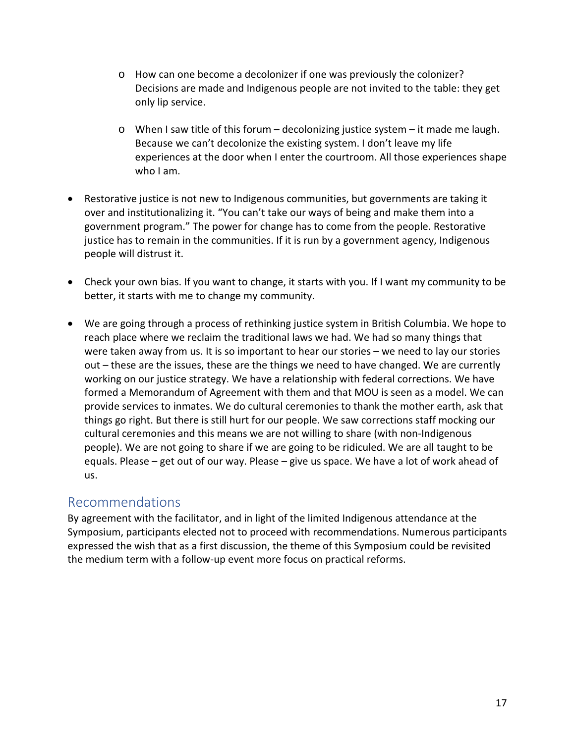- How can one become a decolonizer if one was previously the colonizer? Decisions are made and Indigenous people are not invited to the table: they get only lip service.

    - When I saw title of this forum – decolonizing justice system – it made me laugh. Because we can't decolonize the existing system. I don't leave my life experiences at the door when I enter the courtroom. All those experiences shape who I am.

- Restorative justice is not new to Indigenous communities, but governments are taking it over and institutionalizing it. "You can't take our ways of being and make them into a government program." The power for change has to come from the people. Restorative justice has to remain in the communities. If it is run by a government agency, Indigenous people will distrust it.

- Check your own bias. If you want to change, it starts with you. If I want my community to be better, it starts with me to change my community.

- We are going through a process of rethinking justice system in British Columbia. We hope to reach place where we reclaim the traditional laws we had. We had so many things that were taken away from us. It is so important to hear our stories – we need to lay our stories out – these are the issues, these are the things we need to have changed. We are currently working on our justice strategy. We have a relationship with federal corrections. We have formed a Memorandum of Agreement with them and that MOU is seen as a model. We can provide services to inmates. We do cultural ceremonies to thank the mother earth, ask that things go right. But there is still hurt for our people. We saw corrections staff mocking our cultural ceremonies and this means we are not willing to share (with non-Indigenous people). We are not going to share if we are going to be ridiculed. We are all taught to be equals. Please – get out of our way. Please – give us space. We have a lot of work ahead of us.

## Recommendations

By agreement with the facilitator, and in light of the limited Indigenous attendance at the Symposium, participants elected not to proceed with recommendations. Numerous participants expressed the wish that as a first discussion, the theme of this Symposium could be revisited the medium term with a follow-up event more focus on practical reforms.